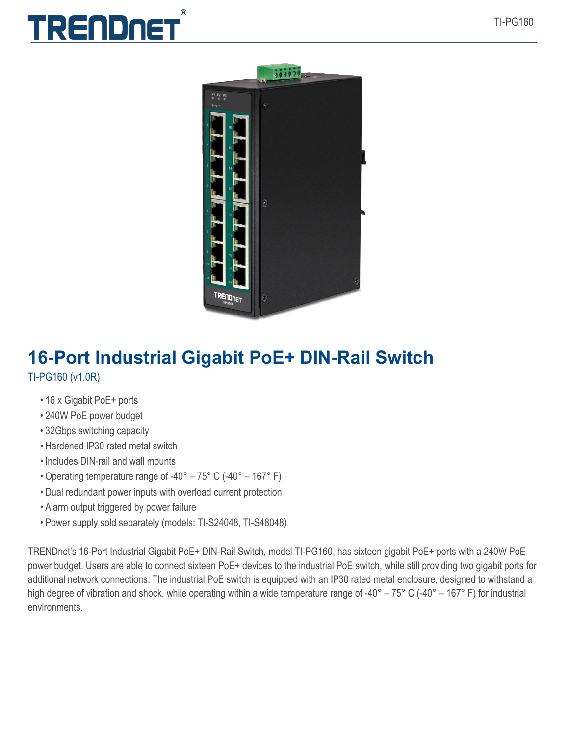# 16-Port Industrial Gigabit PoE+ DIN-Rail Switch

TI-PG160 (v1.0R)

- 16 x Gigabit PoE+ ports
- 240W PoE power budget
- 32Gbps switching capacity
- Hardened IP30 rated metal switch
- Includes DIN-rail and wall mounts
- Operating temperature range of -40° – 75° C (-40° – 167° F)
- Dual redundant power inputs with overload current protection
- Alarm output triggered by power failure
- Power supply sold separately (models: TI-S24048, TI-S48048)

TRENDnet's 16-Port Industrial Gigabit PoE+ DIN-Rail Switch, model TI-PG160, has sixteen gigabit PoE+ ports with a 240W PoE power budget. Users are able to connect sixteen PoE+ devices to the industrial PoE switch, while still providing two gigabit ports for additional network connections. The industrial PoE switch is equipped with an IP30 rated metal enclosure, designed to withstand a high degree of vibration and shock, while operating within a wide temperature range of -40° – 75° C (-40° – 167° F) for industrial environments.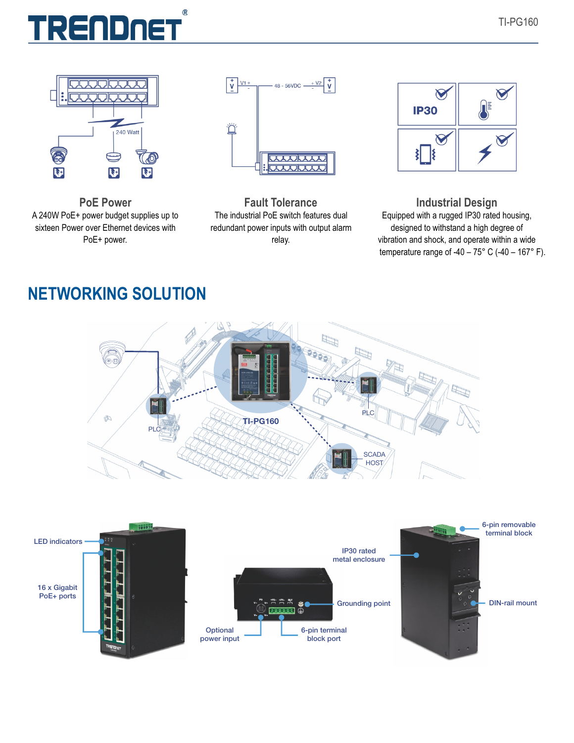### PoE Power

A 240W PoE+ power budget supplies up to sixteen Power over Ethernet devices with PoE+ power.

### Fault Tolerance

The industrial PoE switch features dual redundant power inputs with output alarm relay.

### Industrial Design

Equipped with a rugged IP30 rated housing, designed to withstand a high degree of vibration and shock, and operate within a wide temperature range of -40 – 75° C (-40 – 167° F).

## NETWORKING SOLUTION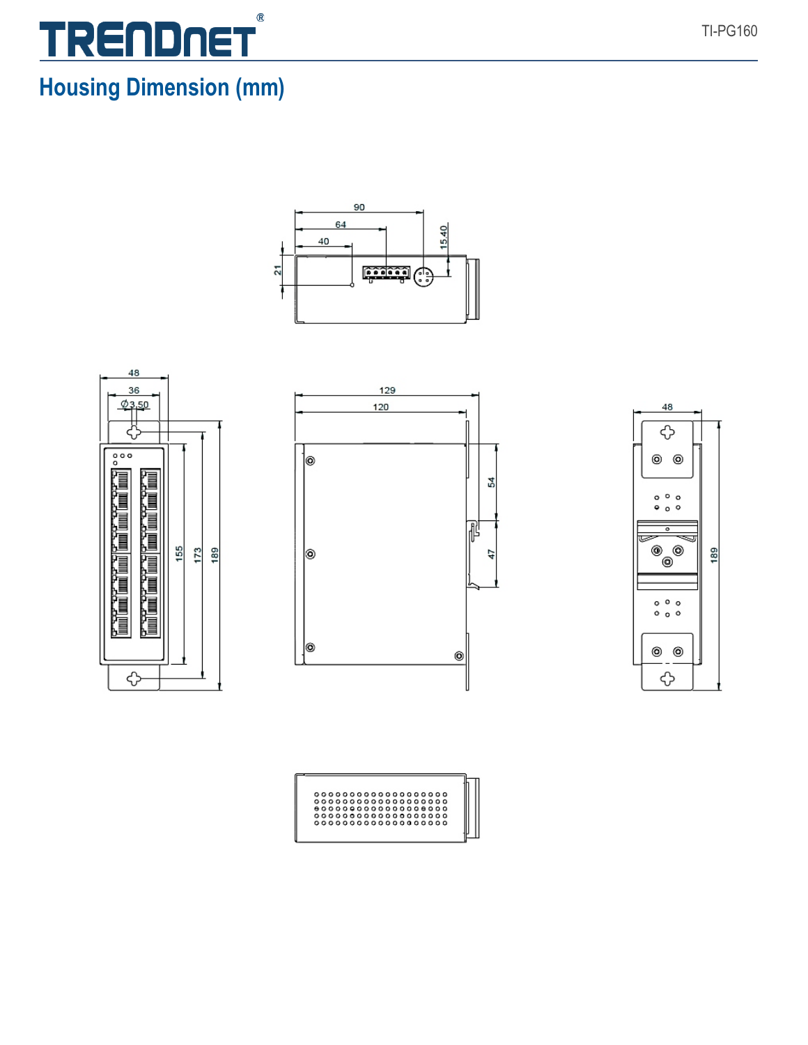## Housing Dimension (mm)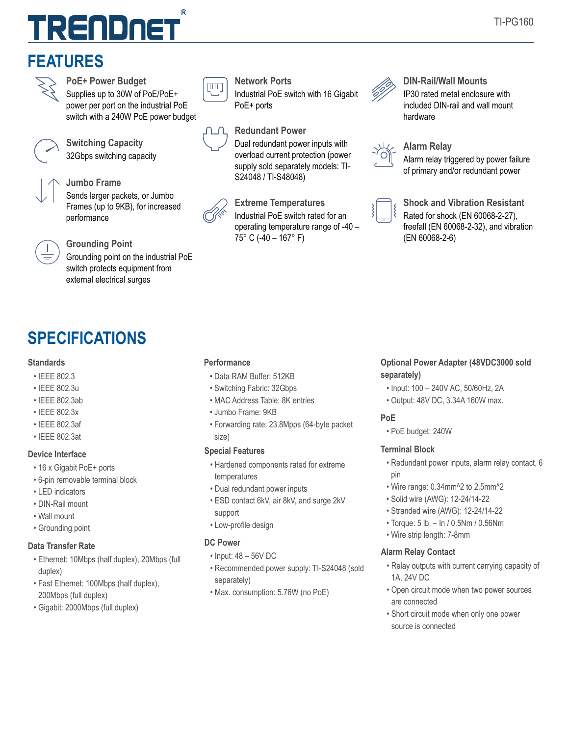# FEATURES

### PoE+ Power Budget
Supplies up to 30W of PoE/PoE+ power per port on the industrial PoE switch with a 240W PoE power budget

### Switching Capacity
32Gbps switching capacity

### Jumbo Frame
Sends larger packets, or Jumbo Frames (up to 9KB), for increased performance

### Grounding Point
Grounding point on the industrial PoE switch protects equipment from external electrical surges

### Network Ports
Industrial PoE switch with 16 Gigabit PoE+ ports

### Redundant Power
Dual redundant power inputs with overload current protection (power supply sold separately models: TI-S24048 / TI-S48048)

### Extreme Temperatures
Industrial PoE switch rated for an operating temperature range of -40 – 75° C (-40 – 167° F)

### DIN-Rail/Wall Mounts
IP30 rated metal enclosure with included DIN-rail and wall mount hardware

### Alarm Relay
Alarm relay triggered by power failure of primary and/or redundant power

### Shock and Vibration Resistant
Rated for shock (EN 60068-2-27), freefall (EN 60068-2-32), and vibration (EN 60068-2-6)

# SPECIFICATIONS

### Standards
- IEEE 802.3
- IEEE 802.3u
- IEEE 802.3ab
- IEEE 802.3x
- IEEE 802.3af
- IEEE 802.3at

### Device Interface
- 16 x Gigabit PoE+ ports
- 6-pin removable terminal block
- LED indicators
- DIN-Rail mount
- Wall mount
- Grounding point

### Data Transfer Rate
- Ethernet: 10Mbps (half duplex), 20Mbps (full duplex)
- Fast Ethernet: 100Mbps (half duplex), 200Mbps (full duplex)
- Gigabit: 2000Mbps (full duplex)

### Performance
- Data RAM Buffer: 512KB
- Switching Fabric: 32Gbps
- MAC Address Table: 8K entries
- Jumbo Frame: 9KB
- Forwarding rate: 23.8Mpps (64-byte packet size)

### Special Features
- Hardened components rated for extreme temperatures
- Dual redundant power inputs
- ESD contact 6kV, air 8kV, and surge 2kV support
- Low-profile design

### DC Power
- Input: 48 – 56V DC
- Recommended power supply: TI-S24048 (sold separately)
- Max. consumption: 5.76W (no PoE)

### Optional Power Adapter (48VDC3000 sold separately)
- Input: 100 – 240V AC, 50/60Hz, 2A
- Output: 48V DC, 3.34A 160W max.

### PoE
- PoE budget: 240W

### Terminal Block
- Redundant power inputs, alarm relay contact, 6 pin
- Wire range: 0.34mm^2 to 2.5mm^2
- Solid wire (AWG): 12-24/14-22
- Stranded wire (AWG): 12-24/14-22
- Torque: 5 lb. – In / 0.5Nm / 0.56Nm
- Wire strip length: 7-8mm

### Alarm Relay Contact
- Relay outputs with current carrying capacity of 1A, 24V DC
- Open circuit mode when two power sources are connected
- Short circuit mode when only one power source is connected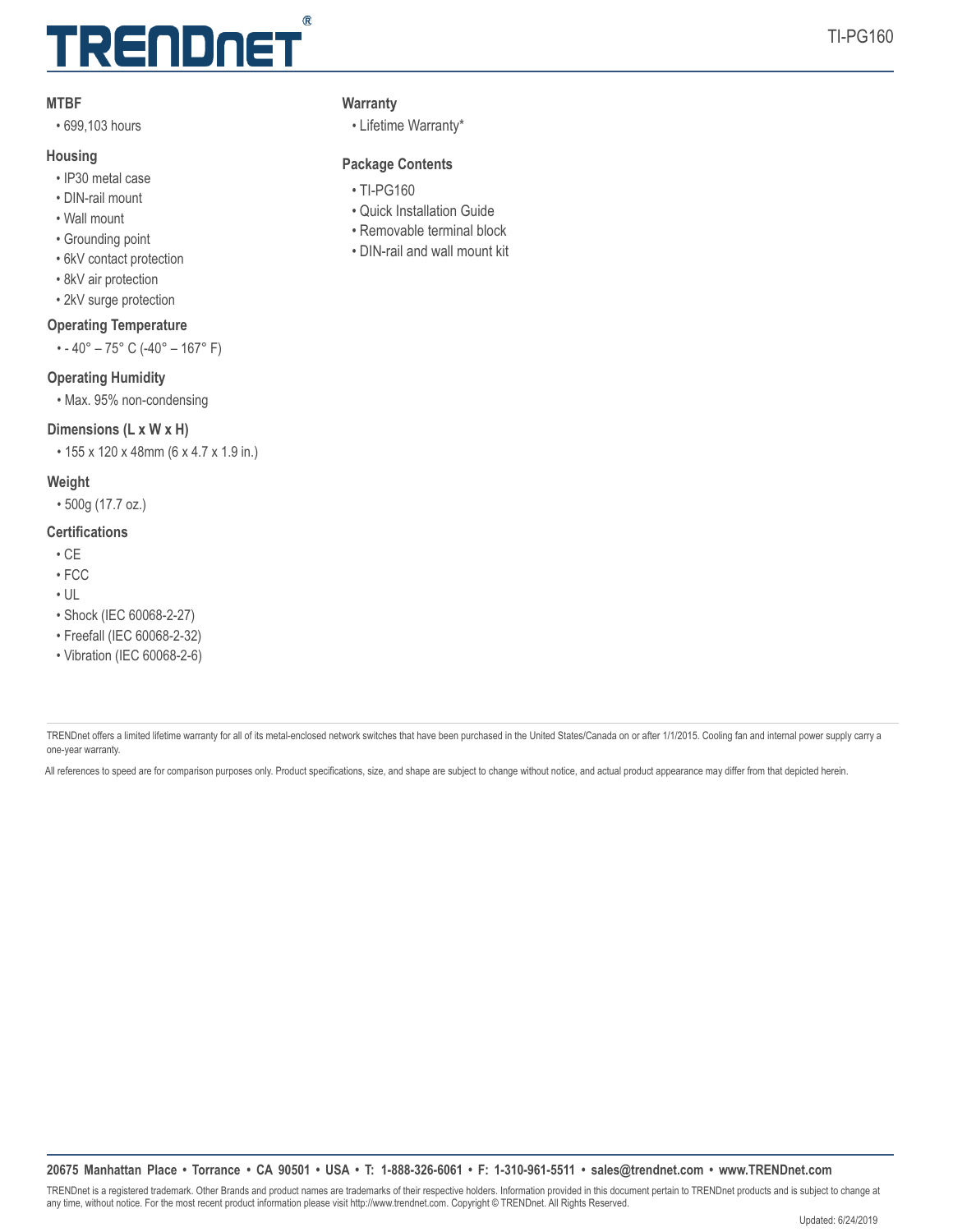### MTBF

- 699,103 hours

### Housing

- IP30 metal case
- DIN-rail mount
- Wall mount
- Grounding point
- 6kV contact protection
- 8kV air protection
- 2kV surge protection

### Operating Temperature

- - 40° – 75° C (-40° – 167° F)

### Operating Humidity

- Max. 95% non-condensing

### Dimensions (L x W x H)

- 155 x 120 x 48mm (6 x 4.7 x 1.9 in.)

### Weight

- 500g (17.7 oz.)

### Certifications

- CE
- FCC
- UL
- Shock (IEC 60068-2-27)
- Freefall (IEC 60068-2-32)
- Vibration (IEC 60068-2-6)

### Warranty

- Lifetime Warranty*

### Package Contents

- TI-PG160
- Quick Installation Guide
- Removable terminal block
- DIN-rail and wall mount kit

TRENDnet offers a limited lifetime warranty for all of its metal-enclosed network switches that have been purchased in the United States/Canada on or after 1/1/2015. Cooling fan and internal power supply carry a one-year warranty.

All references to speed are for comparison purposes only. Product specifications, size, and shape are subject to change without notice, and actual product appearance may differ from that depicted herein.

**20675 Manhattan Place • Torrance • CA 90501 • USA • T: 1-888-326-6061 • F: 1-310-961-5511 • sales@trendnet.com • www.TRENDnet.com**

TRENDnet is a registered trademark. Other Brands and product names are trademarks of their respective holders. Information provided in this document pertain to TRENDnet products and is subject to change at any time, without notice. For the most recent product information please visit http://www.trendnet.com. Copyright © TRENDnet. All Rights Reserved.

Updated: 6/24/2019